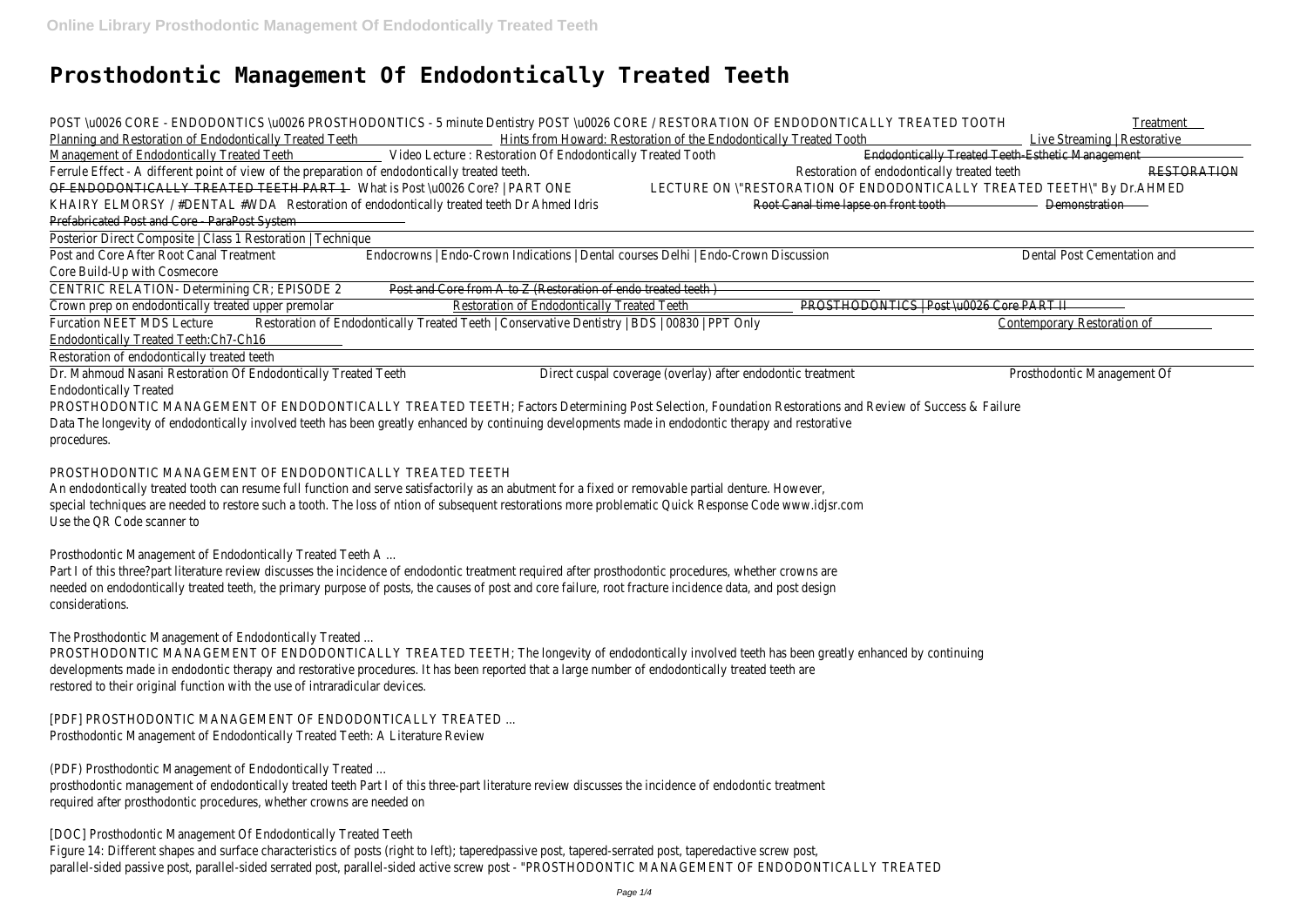# Prosthodontic Management Of Endodontically Treated Teeth

POST \u0026 CORE - ENDODONTICS \u0026 PROSTHODONTICS - 5 minute Dentistry POST \u0026 CORE / RESTORATION OF ENDODONTICALLY TREATED TOOTH Treatment Planning and Restoration of Endodontically Treated Teeth Hints from Howard: Restoration of the Endodontically Treated Tooth Live Streaming | Restorative Management of Endodontically Treated Teeth Video Lecture : Restoration Of Endodontically Treated Tooth ~~Endodontically Treated Teeth-Esthetic Management~~ Ferrule Effect - A different point of view of the preparation of endodontically treated teeth. Restoration of endodontically treated teeth ~~RESTORATION OF ENDODONTICALLY TREATED TEETH PART 1~~ What is Post \u0026 Core? | PART ONE LECTURE ON \"RESTORATION OF ENDODONTICALLY TREATED TEETH\" By Dr.AHMED KHAIRY ELMORSY / #DENTAL #WDA Restoration of endodontically treated teeth Dr Ahmed Idris ~~Root Canal time lapse on front tooth~~ ~~Demonstration Prefabricated Post and Core - ParaPost System~~

Posterior Direct Composite | Class 1 Restoration | Technique

Post and Core After Root Canal Treatment Endocrowns | Endo-Crown Indications | Dental courses Delhi | Endo-Crown Discussion Dental Post Cementation and Core Build-Up with Cosmecore

CENTRIC RELATION- Determining CR; EPISODE 2 ~~Post and Core from A to Z (Restoration of endo treated teeth )~~

Crown prep on endodontically treated upper premolar Restoration of Endodontically Treated Teeth ~~PROSTHODONTICS | Post \u0026 Core PART II~~

Furcation NEET MDS Lecture Restoration of Endodontically Treated Teeth | Conservative Dentistry | BDS | 00830 | PPT Only Contemporary Restoration of Endodontically Treated Teeth:Ch7-Ch16

Restoration of endodontically treated teeth

Dr. Mahmoud Nasani Restoration Of Endodontically Treated Teeth Direct cuspal coverage (overlay) after endodontic treatment Prosthodontic Management Of Endodontically Treated

PROSTHODONTIC MANAGEMENT OF ENDODONTICALLY TREATED TEETH; Factors Determining Post Selection, Foundation Restorations and Review of Success & Failure Data The longevity of endodontically involved teeth has been greatly enhanced by continuing developments made in endodontic therapy and restorative procedures.

## PROSTHODONTIC MANAGEMENT OF ENDODONTICALLY TREATED TEETH

An endodontically treated tooth can resume full function and serve satisfactorily as an abutment for a fixed or removable partial denture. However, special techniques are needed to restore such a tooth. The loss of ntion of subsequent restorations more problematic Quick Response Code www.idjsr.com Use the QR Code scanner to

## Prosthodontic Management of Endodontically Treated Teeth A ...

Part I of this three?part literature review discusses the incidence of endodontic treatment required after prosthodontic procedures, whether crowns are needed on endodontically treated teeth, the primary purpose of posts, the causes of post and core failure, root fracture incidence data, and post design considerations.

## The Prosthodontic Management of Endodontically Treated ...

PROSTHODONTIC MANAGEMENT OF ENDODONTICALLY TREATED TEETH; The longevity of endodontically involved teeth has been greatly enhanced by continuing developments made in endodontic therapy and restorative procedures. It has been reported that a large number of endodontically treated teeth are restored to their original function with the use of intraradicular devices.

## [PDF] PROSTHODONTIC MANAGEMENT OF ENDODONTICALLY TREATED ...

Prosthodontic Management of Endodontically Treated Teeth: A Literature Review

## (PDF) Prosthodontic Management of Endodontically Treated ...

prosthodontic management of endodontically treated teeth Part I of this three-part literature review discusses the incidence of endodontic treatment required after prosthodontic procedures, whether crowns are needed on

## [DOC] Prosthodontic Management Of Endodontically Treated Teeth

Figure 14: Different shapes and surface characteristics of posts (right to left); taperedpassive post, tapered-serrated post, taperedactive screw post, parallel-sided passive post, parallel-sided serrated post, parallel-sided active screw post - "PROSTHODONTIC MANAGEMENT OF ENDODONTICALLY TREATED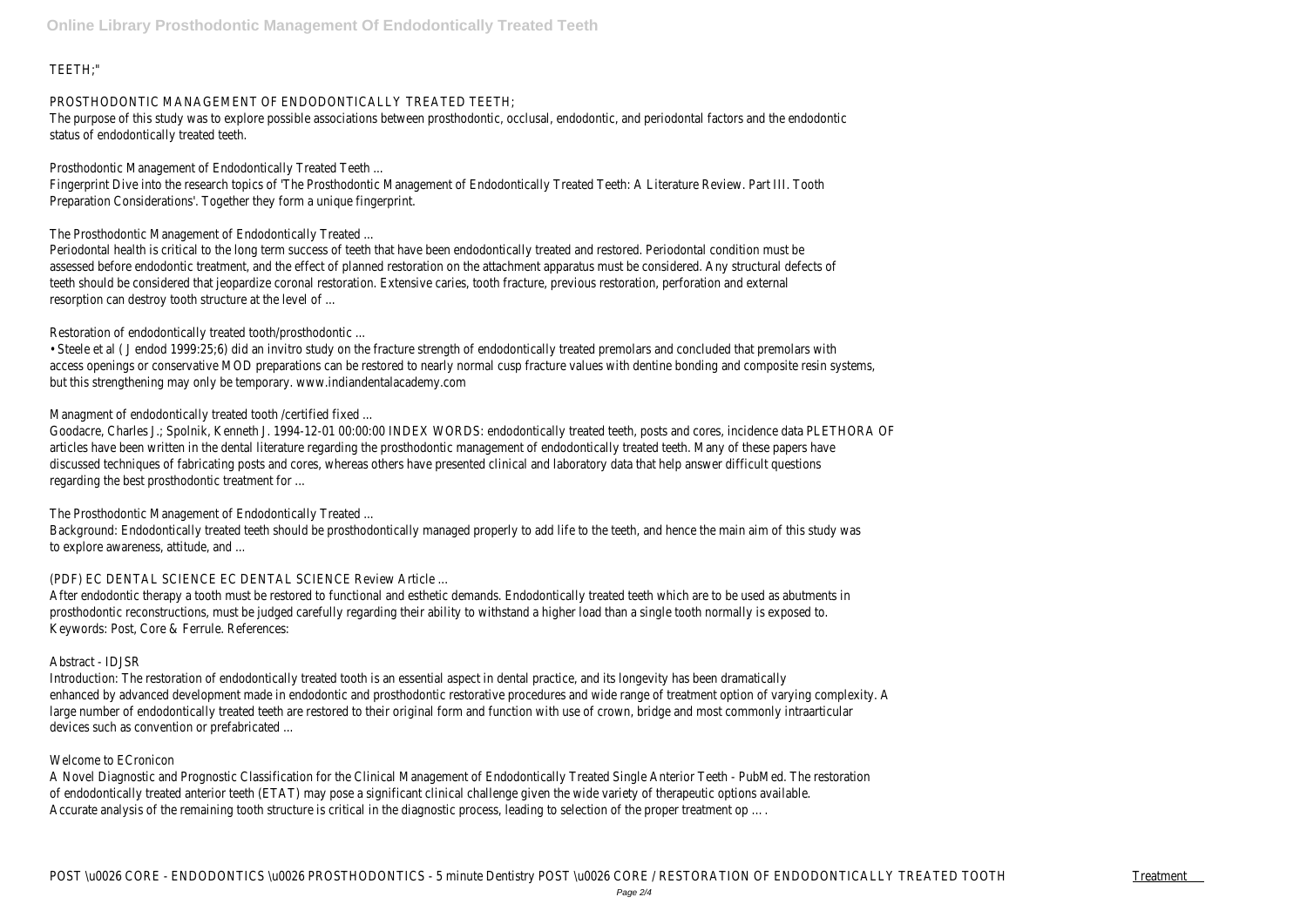TEETH;"

PROSTHODONTIC MANAGEMENT OF ENDODONTICALLY TREATED TEETH;

The purpose of this study was to explore possible associations between prosthodontic, occlusal, endodontic, and periodontal factors and the endodontic status of endodontically treated teeth.

Prosthodontic Management of Endodontically Treated Teeth ...

Fingerprint Dive into the research topics of 'The Prosthodontic Management of Endodontically Treated Teeth: A Literature Review. Part III. Tooth Preparation Considerations'. Together they form a unique fingerprint.

The Prosthodontic Management of Endodontically Treated ...

Periodontal health is critical to the long term success of teeth that have been endodontically treated and restored. Periodontal condition must be assessed before endodontic treatment, and the effect of planned restoration on the attachment apparatus must be considered. Any structural defects of teeth should be considered that jeopardize coronal restoration. Extensive caries, tooth fracture, previous restoration, perforation and external resorption can destroy tooth structure at the level of ...

Restoration of endodontically treated tooth/prosthodontic ...

• Steele et al ( J endod 1999:25;6) did an invitro study on the fracture strength of endodontically treated premolars and concluded that premolars with access openings or conservative MOD preparations can be restored to nearly normal cusp fracture values with dentine bonding and composite resin systems, but this strengthening may only be temporary. www.indiandentalacademy.com

Managment of endodontically treated tooth /certified fixed ...

Goodacre, Charles J.; Spolnik, Kenneth J. 1994-12-01 00:00:00 INDEX WORDS: endodontically treated teeth, posts and cores, incidence data PLETHORA OF articles have been written in the dental literature regarding the prosthodontic management of endodontically treated teeth. Many of these papers have discussed techniques of fabricating posts and cores, whereas others have presented clinical and laboratory data that help answer difficult questions regarding the best prosthodontic treatment for ...

The Prosthodontic Management of Endodontically Treated ...

Background: Endodontically treated teeth should be prosthodontically managed properly to add life to the teeth, and hence the main aim of this study was to explore awareness, attitude, and ...

(PDF) EC DENTAL SCIENCE EC DENTAL SCIENCE Review Article ...

After endodontic therapy a tooth must be restored to functional and esthetic demands. Endodontically treated teeth which are to be used as abutments in prosthodontic reconstructions, must be judged carefully regarding their ability to withstand a higher load than a single tooth normally is exposed to. Keywords: Post, Core & Ferrule. References:

Abstract - IDJSR

Introduction: The restoration of endodontically treated tooth is an essential aspect in dental practice, and its longevity has been dramatically enhanced by advanced development made in endodontic and prosthodontic restorative procedures and wide range of treatment option of varying complexity. A large number of endodontically treated teeth are restored to their original form and function with use of crown, bridge and most commonly intraarticular devices such as convention or prefabricated ...

Welcome to ECronicon

A Novel Diagnostic and Prognostic Classification for the Clinical Management of Endodontically Treated Single Anterior Teeth - PubMed. The restoration of endodontically treated anterior teeth (ETAT) may pose a significant clinical challenge given the wide variety of therapeutic options available. Accurate analysis of the remaining tooth structure is critical in the diagnostic process, leading to selection of the proper treatment op … .

POST \u0026 CORE - ENDODONTICS \u0026 PROSTHODONTICS - 5 minute Dentistry POST \u0026 CORE / RESTORATION OF ENDODONTICALLY TREATED TOOTH Treatment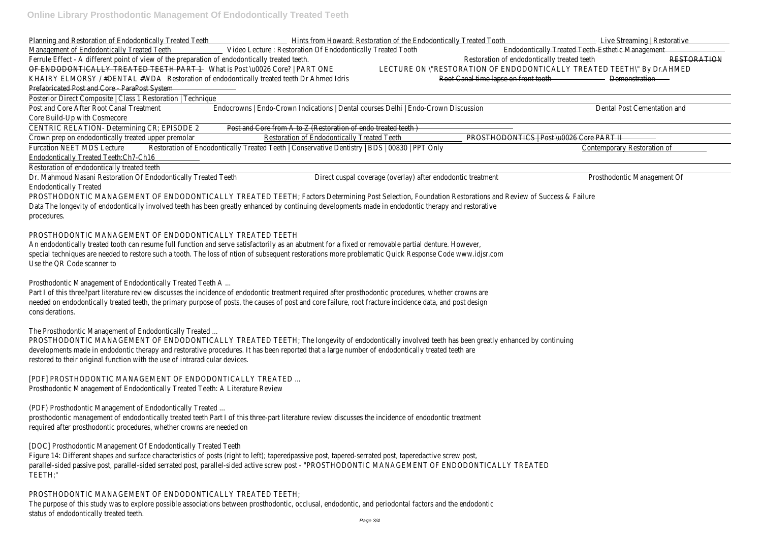Planning and Restoration of Endodontically Treated Teeth Hints from Howard: Restoration of the Endodontically Treated Tooth Live Streaming | Restorative Management of Endodontically Treated Teeth Video Lecture : Restoration Of Endodontically Treated Tooth Endodontically Treated Teeth-Esthetic Management Ferrule Effect - A different point of view of the preparation of endodontically treated teeth. Restoration of endodontically treated teeth RESTORATION OF ENDODONTICALLY TREATED TEETH PART 1 What is Post \u0026 Core? | PART ONE LECTURE ON \"RESTORATION OF ENDODONTICALLY TREATED TEETH\" By Dr.AHMED KHAIRY ELMORSY / #DENTAL #WDA Restoration of endodontically treated teeth Dr Ahmed Idris Root Canal time lapse on front tooth Demonstration Prefabricated Post and Core - ParaPost System

Posterior Direct Composite | Class 1 Restoration | Technique

Post and Core After Root Canal Treatment Endocrowns | Endo-Crown Indications | Dental courses Delhi | Endo-Crown Discussion Dental Post Cementation and Core Build-Up with Cosmecore

CENTRIC RELATION- Determining CR; EPISODE 2 Post and Core from A to Z (Restoration of endo treated teeth )

Crown prep on endodontically treated upper premolar Restoration of Endodontically Treated Teeth PROSTHODONTICS | Post \u0026 Core PART II

Furcation NEET MDS Lecture Restoration of Endodontically Treated Teeth | Conservative Dentistry | BDS | 00830 | PPT Only Contemporary Restoration of Endodontically Treated Teeth:Ch7-Ch16

Restoration of endodontically treated teeth

Dr. Mahmoud Nasani Restoration Of Endodontically Treated Teeth Direct cuspal coverage (overlay) after endodontic treatment Prosthodontic Management Of Endodontically Treated

PROSTHODONTIC MANAGEMENT OF ENDODONTICALLY TREATED TEETH; Factors Determining Post Selection, Foundation Restorations and Review of Success & Failure Data The longevity of endodontically involved teeth has been greatly enhanced by continuing developments made in endodontic therapy and restorative procedures.

PROSTHODONTIC MANAGEMENT OF ENDODONTICALLY TREATED TEETH

An endodontically treated tooth can resume full function and serve satisfactorily as an abutment for a fixed or removable partial denture. However, special techniques are needed to restore such a tooth. The loss of ntion of subsequent restorations more problematic Quick Response Code www.idjsr.com Use the QR Code scanner to

Prosthodontic Management of Endodontically Treated Teeth A ...

Part I of this three?part literature review discusses the incidence of endodontic treatment required after prosthodontic procedures, whether crowns are needed on endodontically treated teeth, the primary purpose of posts, the causes of post and core failure, root fracture incidence data, and post design considerations.

The Prosthodontic Management of Endodontically Treated ...

PROSTHODONTIC MANAGEMENT OF ENDODONTICALLY TREATED TEETH; The longevity of endodontically involved teeth has been greatly enhanced by continuing developments made in endodontic therapy and restorative procedures. It has been reported that a large number of endodontically treated teeth are restored to their original function with the use of intraradicular devices.

[PDF] PROSTHODONTIC MANAGEMENT OF ENDODONTICALLY TREATED ...

Prosthodontic Management of Endodontically Treated Teeth: A Literature Review

(PDF) Prosthodontic Management of Endodontically Treated ...

prosthodontic management of endodontically treated teeth Part I of this three-part literature review discusses the incidence of endodontic treatment required after prosthodontic procedures, whether crowns are needed on

[DOC] Prosthodontic Management Of Endodontically Treated Teeth

Figure 14: Different shapes and surface characteristics of posts (right to left); taperedpassive post, tapered-serrated post, taperedactive screw post, parallel-sided passive post, parallel-sided serrated post, parallel-sided active screw post - "PROSTHODONTIC MANAGEMENT OF ENDODONTICALLY TREATED TEETH;"

PROSTHODONTIC MANAGEMENT OF ENDODONTICALLY TREATED TEETH;

The purpose of this study was to explore possible associations between prosthodontic, occlusal, endodontic, and periodontal factors and the endodontic status of endodontically treated teeth.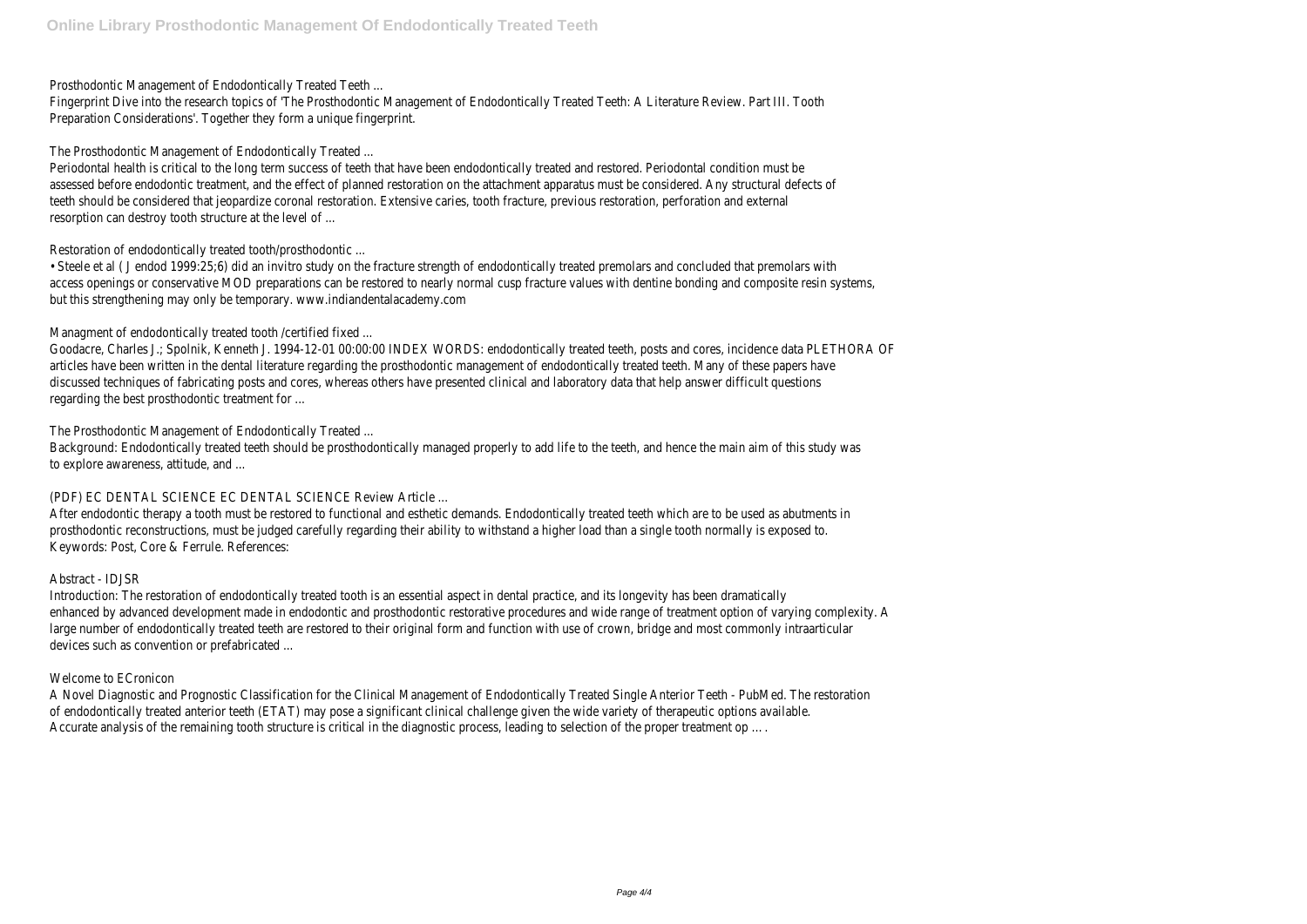Prosthodontic Management of Endodontically Treated Teeth ...

Fingerprint Dive into the research topics of 'The Prosthodontic Management of Endodontically Treated Teeth: A Literature Review. Part III. Tooth Preparation Considerations'. Together they form a unique fingerprint.

The Prosthodontic Management of Endodontically Treated ...

Periodontal health is critical to the long term success of teeth that have been endodontically treated and restored. Periodontal condition must be assessed before endodontic treatment, and the effect of planned restoration on the attachment apparatus must be considered. Any structural defects of teeth should be considered that jeopardize coronal restoration. Extensive caries, tooth fracture, previous restoration, perforation and external resorption can destroy tooth structure at the level of ...

Restoration of endodontically treated tooth/prosthodontic ...

• Steele et al ( J endod 1999:25;6) did an invitro study on the fracture strength of endodontically treated premolars and concluded that premolars with access openings or conservative MOD preparations can be restored to nearly normal cusp fracture values with dentine bonding and composite resin systems, but this strengthening may only be temporary. www.indiandentalacademy.com

Managment of endodontically treated tooth /certified fixed ...

Goodacre, Charles J.; Spolnik, Kenneth J. 1994-12-01 00:00:00 INDEX WORDS: endodontically treated teeth, posts and cores, incidence data PLETHORA OF articles have been written in the dental literature regarding the prosthodontic management of endodontically treated teeth. Many of these papers have discussed techniques of fabricating posts and cores, whereas others have presented clinical and laboratory data that help answer difficult questions regarding the best prosthodontic treatment for ...

The Prosthodontic Management of Endodontically Treated ...

Background: Endodontically treated teeth should be prosthodontically managed properly to add life to the teeth, and hence the main aim of this study was to explore awareness, attitude, and ...

(PDF) EC DENTAL SCIENCE EC DENTAL SCIENCE Review Article ...

After endodontic therapy a tooth must be restored to functional and esthetic demands. Endodontically treated teeth which are to be used as abutments in prosthodontic reconstructions, must be judged carefully regarding their ability to withstand a higher load than a single tooth normally is exposed to. Keywords: Post, Core & Ferrule. References:

Abstract - IDJSR

Introduction: The restoration of endodontically treated tooth is an essential aspect in dental practice, and its longevity has been dramatically enhanced by advanced development made in endodontic and prosthodontic restorative procedures and wide range of treatment option of varying complexity. A large number of endodontically treated teeth are restored to their original form and function with use of crown, bridge and most commonly intraarticular devices such as convention or prefabricated ...

Welcome to ECronicon

A Novel Diagnostic and Prognostic Classification for the Clinical Management of Endodontically Treated Single Anterior Teeth - PubMed. The restoration of endodontically treated anterior teeth (ETAT) may pose a significant clinical challenge given the wide variety of therapeutic options available. Accurate analysis of the remaining tooth structure is critical in the diagnostic process, leading to selection of the proper treatment op … .